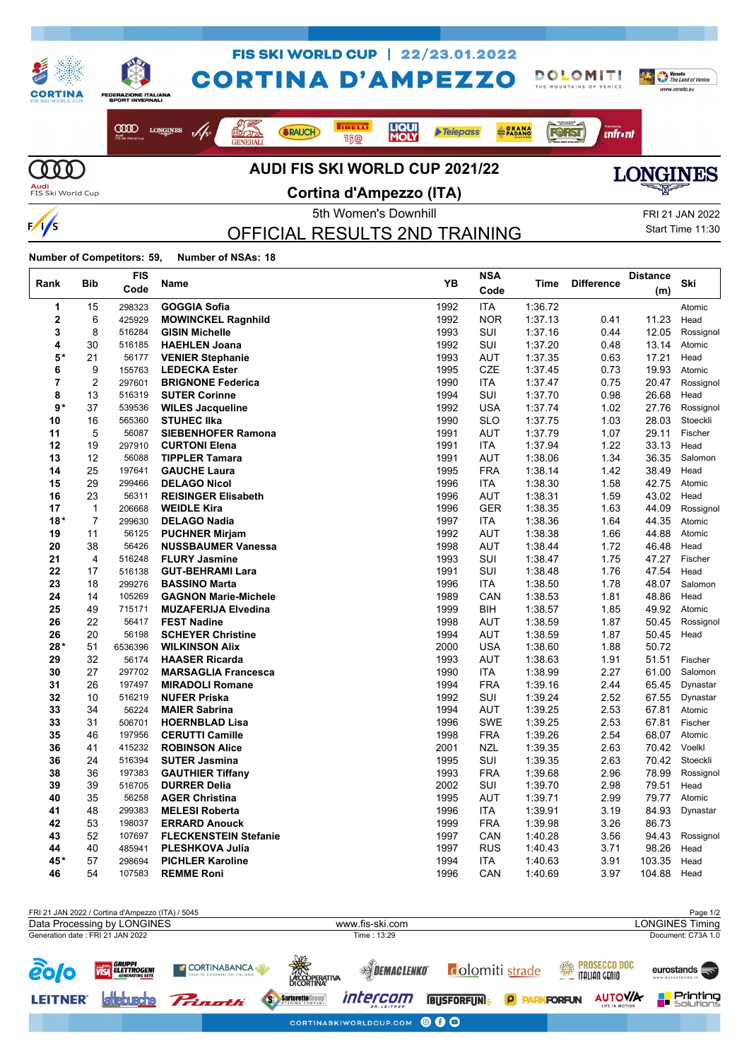# FIS SKI WORLD CUP | 22/23.01.2022

# CORTINA D'AMPEZZO

## AUDI FIS SKI WORLD CUP 2021/22

## Cortina d'Ampezzo (ITA)

5th Women's Downhill

FRI 21 JAN 2022

Start Time 11:30

## OFFICIAL RESULTS 2ND TRAINING

**Number of Competitors: 59, Number of NSAs: 18**

| Rank | Bib | FIS Code | Name | YB | NSA Code | Time | Difference | Distance (m) | Ski |
|---|---|---|---|---|---|---|---|---|---|
| 1 | 15 | 298323 | **GOGGIA Sofia** | 1992 | ITA | 1:36.72 | | | Atomic |
| 2 | 6 | 425929 | **MOWINCKEL Ragnhild** | 1992 | NOR | 1:37.13 | 0.41 | 11.23 | Head |
| 3 | 8 | 516284 | **GISIN Michelle** | 1993 | SUI | 1:37.16 | 0.44 | 12.05 | Rossignol |
| 4 | 30 | 516185 | **HAEHLEN Joana** | 1992 | SUI | 1:37.20 | 0.48 | 13.14 | Atomic |
| 5* | 21 | 56177 | **VENIER Stephanie** | 1993 | AUT | 1:37.35 | 0.63 | 17.21 | Head |
| 6 | 9 | 155763 | **LEDECKA Ester** | 1995 | CZE | 1:37.45 | 0.73 | 19.93 | Atomic |
| 7 | 2 | 297601 | **BRIGNONE Federica** | 1990 | ITA | 1:37.47 | 0.75 | 20.47 | Rossignol |
| 8 | 13 | 516319 | **SUTER Corinne** | 1994 | SUI | 1:37.70 | 0.98 | 26.68 | Head |
| 9* | 37 | 539536 | **WILES Jacqueline** | 1992 | USA | 1:37.74 | 1.02 | 27.76 | Rossignol |
| 10 | 16 | 565360 | **STUHEC Ilka** | 1990 | SLO | 1:37.75 | 1.03 | 28.03 | Stoeckli |
| 11 | 5 | 56087 | **SIEBENHOFER Ramona** | 1991 | AUT | 1:37.79 | 1.07 | 29.11 | Fischer |
| 12 | 19 | 297910 | **CURTONI Elena** | 1991 | ITA | 1:37.94 | 1.22 | 33.13 | Head |
| 13 | 12 | 56088 | **TIPPLER Tamara** | 1991 | AUT | 1:38.06 | 1.34 | 36.35 | Salomon |
| 14 | 25 | 197641 | **GAUCHE Laura** | 1995 | FRA | 1:38.14 | 1.42 | 38.49 | Head |
| 15 | 29 | 299466 | **DELAGO Nicol** | 1996 | ITA | 1:38.30 | 1.58 | 42.75 | Atomic |
| 16 | 23 | 56311 | **REISINGER Elisabeth** | 1996 | AUT | 1:38.31 | 1.59 | 43.02 | Head |
| 17 | 1 | 206668 | **WEIDLE Kira** | 1996 | GER | 1:38.35 | 1.63 | 44.09 | Rossignol |
| 18* | 7 | 299630 | **DELAGO Nadia** | 1997 | ITA | 1:38.36 | 1.64 | 44.35 | Atomic |
| 19 | 11 | 56125 | **PUCHNER Mirjam** | 1992 | AUT | 1:38.38 | 1.66 | 44.88 | Atomic |
| 20 | 38 | 56426 | **NUSSBAUMER Vanessa** | 1998 | AUT | 1:38.44 | 1.72 | 46.48 | Head |
| 21 | 4 | 516248 | **FLURY Jasmine** | 1993 | SUI | 1:38.47 | 1.75 | 47.27 | Fischer |
| 22 | 17 | 516138 | **GUT-BEHRAMI Lara** | 1991 | SUI | 1:38.48 | 1.76 | 47.54 | Head |
| 23 | 18 | 299276 | **BASSINO Marta** | 1996 | ITA | 1:38.50 | 1.78 | 48.07 | Salomon |
| 24 | 14 | 105269 | **GAGNON Marie-Michele** | 1989 | CAN | 1:38.53 | 1.81 | 48.86 | Head |
| 25 | 49 | 715171 | **MUZAFERIJA Elvedina** | 1999 | BIH | 1:38.57 | 1.85 | 49.92 | Atomic |
| 26 | 22 | 56417 | **FEST Nadine** | 1998 | AUT | 1:38.59 | 1.87 | 50.45 | Rossignol |
| 26 | 20 | 56198 | **SCHEYER Christine** | 1994 | AUT | 1:38.59 | 1.87 | 50.45 | Head |
| 28* | 51 | 6536396 | **WILKINSON Alix** | 2000 | USA | 1:38.60 | 1.88 | 50.72 | |
| 29 | 32 | 56174 | **HAASER Ricarda** | 1993 | AUT | 1:38.63 | 1.91 | 51.51 | Fischer |
| 30 | 27 | 297702 | **MARSAGLIA Francesca** | 1990 | ITA | 1:38.99 | 2.27 | 61.00 | Salomon |
| 31 | 26 | 197497 | **MIRADOLI Romane** | 1994 | FRA | 1:39.16 | 2.44 | 65.45 | Dynastar |
| 32 | 10 | 516219 | **NUFER Priska** | 1992 | SUI | 1:39.24 | 2.52 | 67.55 | Dynastar |
| 33 | 34 | 56224 | **MAIER Sabrina** | 1994 | AUT | 1:39.25 | 2.53 | 67.81 | Atomic |
| 33 | 31 | 506701 | **HOERNBLAD Lisa** | 1996 | SWE | 1:39.25 | 2.53 | 67.81 | Fischer |
| 35 | 46 | 197956 | **CERUTTI Camille** | 1998 | FRA | 1:39.26 | 2.54 | 68.07 | Atomic |
| 36 | 41 | 415232 | **ROBINSON Alice** | 2001 | NZL | 1:39.35 | 2.63 | 70.42 | Voelkl |
| 36 | 24 | 516394 | **SUTER Jasmina** | 1995 | SUI | 1:39.35 | 2.63 | 70.42 | Stoeckli |
| 38 | 36 | 197383 | **GAUTHIER Tiffany** | 1993 | FRA | 1:39.68 | 2.96 | 78.99 | Rossignol |
| 39 | 39 | 516705 | **DURRER Delia** | 2002 | SUI | 1:39.70 | 2.98 | 79.51 | Head |
| 40 | 35 | 56258 | **AGER Christina** | 1995 | AUT | 1:39.71 | 2.99 | 79.77 | Atomic |
| 41 | 48 | 299383 | **MELESI Roberta** | 1996 | ITA | 1:39.91 | 3.19 | 84.93 | Dynastar |
| 42 | 53 | 198037 | **ERRARD Anouck** | 1999 | FRA | 1:39.98 | 3.26 | 86.73 | |
| 43 | 52 | 107697 | **FLECKENSTEIN Stefanie** | 1997 | CAN | 1:40.28 | 3.56 | 94.43 | Rossignol |
| 44 | 40 | 485941 | **PLESHKOVA Julia** | 1997 | RUS | 1:40.43 | 3.71 | 98.26 | Head |
| 45* | 57 | 298694 | **PICHLER Karoline** | 1994 | ITA | 1:40.63 | 3.91 | 103.35 | Head |
| 46 | 54 | 107583 | **REMME Roni** | 1996 | CAN | 1:40.69 | 3.97 | 104.88 | Head |

FRI 21 JAN 2022 / Cortina d'Ampezzo (ITA) / 5045

Data Processing by LONGINES — www.fis-ski.com — LONGINES Timing

Generation date : FRI 21 JAN 2022 — Time : 13:29 — Document: C73A 1.0

CORTINASKIWORLDCUP.COM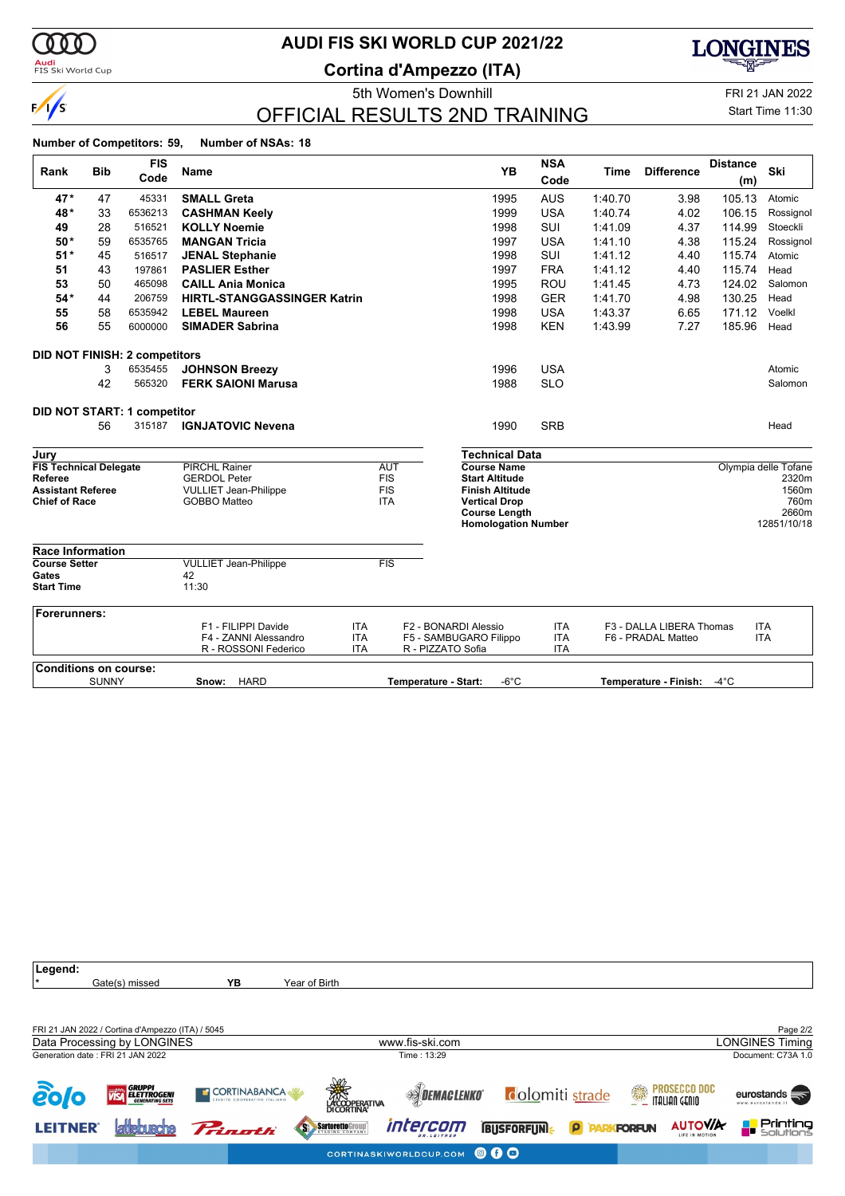# AUDI FIS SKI WORLD CUP 2021/22

## Cortina d'Ampezzo (ITA)

5th Women's Downhill

FRI 21 JAN 2022

Start Time 11:30

# OFFICIAL RESULTS 2ND TRAINING

**Number of Competitors: 59, Number of NSAs: 18**

| Rank | Bib | FIS Code | Name | YB | NSA Code | Time | Difference | Distance (m) | Ski |
|---|---|---|---|---|---|---|---|---|---|
| 47* | 47 | 45331 | **SMALL Greta** | 1995 | AUS | 1:40.70 | 3.98 | 105.13 | Atomic |
| 48* | 33 | 6536213 | **CASHMAN Keely** | 1999 | USA | 1:40.74 | 4.02 | 106.15 | Rossignol |
| 49 | 28 | 516521 | **KOLLY Noemie** | 1998 | SUI | 1:41.09 | 4.37 | 114.99 | Stoeckli |
| 50* | 59 | 6535765 | **MANGAN Tricia** | 1997 | USA | 1:41.10 | 4.38 | 115.24 | Rossignol |
| 51* | 45 | 516517 | **JENAL Stephanie** | 1998 | SUI | 1:41.12 | 4.40 | 115.74 | Atomic |
| 51 | 43 | 197861 | **PASLIER Esther** | 1997 | FRA | 1:41.12 | 4.40 | 115.74 | Head |
| 53 | 50 | 465098 | **CAILL Ania Monica** | 1995 | ROU | 1:41.45 | 4.73 | 124.02 | Salomon |
| 54* | 44 | 206759 | **HIRTL-STANGGASSINGER Katrin** | 1998 | GER | 1:41.70 | 4.98 | 130.25 | Head |
| 55 | 58 | 6535942 | **LEBEL Maureen** | 1998 | USA | 1:43.37 | 6.65 | 171.12 | Voelkl |
| 56 | 55 | 6000000 | **SIMADER Sabrina** | 1998 | KEN | 1:43.99 | 7.27 | 185.96 | Head |

**DID NOT FINISH: 2 competitors**

| Rank | Bib | FIS Code | Name | YB | NSA Code | Time | Difference | Distance (m) | Ski |
|---|---|---|---|---|---|---|---|---|---|
| | 3 | 6535455 | **JOHNSON Breezy** | 1996 | USA | | | | Atomic |
| | 42 | 565320 | **FERK SAIONI Marusa** | 1988 | SLO | | | | Salomon |

**DID NOT START: 1 competitor**

| Rank | Bib | FIS Code | Name | YB | NSA Code | Time | Difference | Distance (m) | Ski |
|---|---|---|---|---|---|---|---|---|---|
| | 56 | 315187 | **IGNJATOVIC Nevena** | 1990 | SRB | | | | Head |

### Jury

| | | |
|---|---|---|
| **FIS Technical Delegate** | PIRCHL Rainer | AUT |
| **Referee** | GERDOL Peter | FIS |
| **Assistant Referee** | VULLIET Jean-Philippe | FIS |
| **Chief of Race** | GOBBO Matteo | ITA |

### Technical Data

| | |
|---|---|
| **Course Name** | Olympia delle Tofane |
| **Start Altitude** | 2320m |
| **Finish Altitude** | 1560m |
| **Vertical Drop** | 760m |
| **Course Length** | 2660m |
| **Homologation Number** | 12851/10/18 |

### Race Information

| | | |
|---|---|---|
| **Course Setter** | VULLIET Jean-Philippe | FIS |
| **Gates** | 42 | |
| **Start Time** | 11:30 | |

### Forerunners:

| | | | | | |
|---|---|---|---|---|---|
| F1 - FILIPPI Davide | ITA | F2 - BONARDI Alessio | ITA | F3 - DALLA LIBERA Thomas | ITA |
| F4 - ZANNI Alessandro | ITA | F5 - SAMBUGARO Filippo | ITA | F6 - PRADAL Matteo | ITA |
| R - ROSSONI Federico | ITA | R - PIZZATO Sofia | ITA | | |

### Conditions on course:

SUNNY **Snow:** HARD **Temperature - Start:** -6°C **Temperature - Finish:** -4°C

**Legend:**
* Gate(s) missed **YB** Year of Birth

FRI 21 JAN 2022 / Cortina d'Ampezzo (ITA) / 5045

Data Processing by LONGINES — www.fis-ski.com — LONGINES Timing

Generation date : FRI 21 JAN 2022 — Time : 13:29 — Document: C73A 1.0